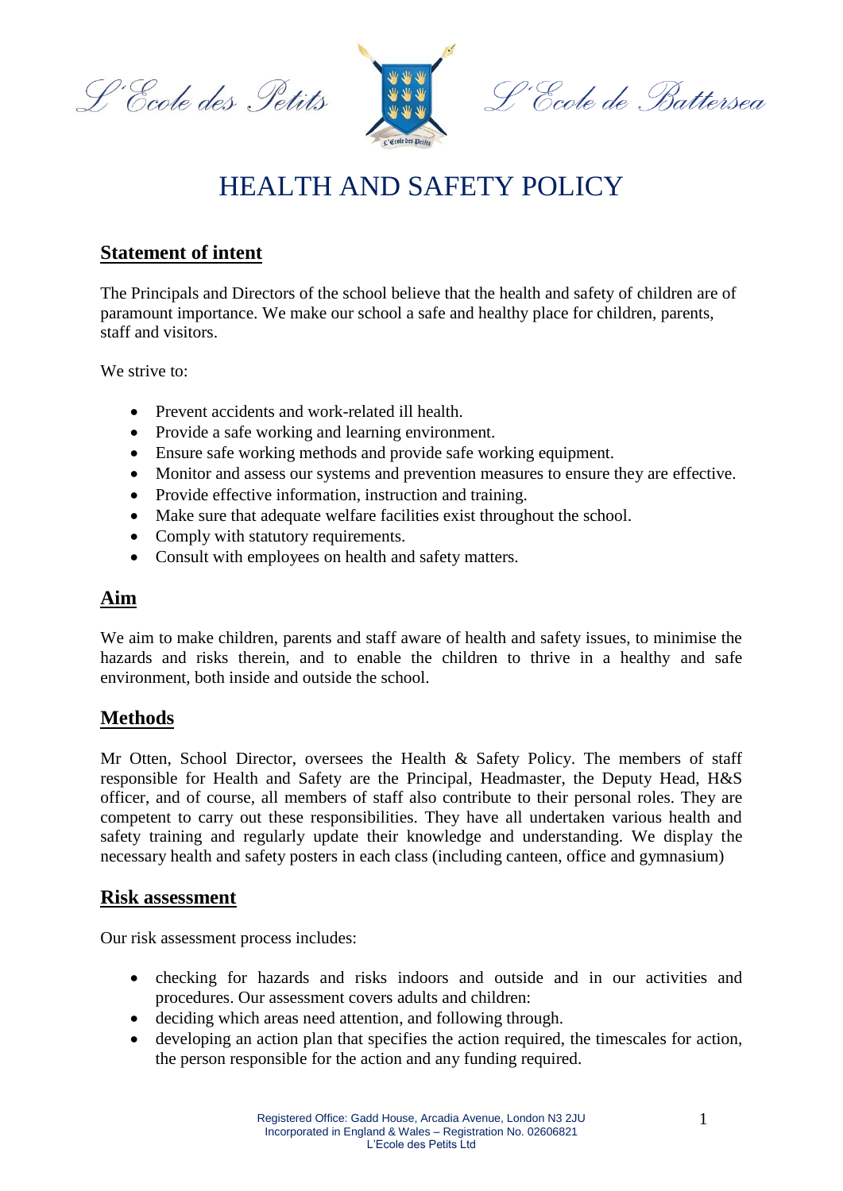L'Ecole des Petits L'Ecole de Battersea

# HEALTH AND SAFETY POLICY

## Statement of intent

The Principals and Directors of the school believe that the health and safety of children are of paramount importance. We make our school a safe and healthy place for children, parents, staff and visitors.

We strive to:

- Prevent accidents and work-related ill health.
- Provide a safe working and learning environment.
- Ensure safe working methods and provide safe working equipment.
- Monitor and assess our systems and prevention measures to ensure they are effective.
- Provide effective information, instruction and training.
- Make sure that adequate welfare facilities exist throughout the school.
- Comply with statutory requirements.
- Consult with employees on health and safety matters.

## Aim

We aim to make children, parents and staff aware of health and safety issues, to minimise the hazards and risks therein, and to enable the children to thrive in a healthy and safe environment, both inside and outside the school.

## Methods

Mr Otten, School Director, oversees the Health & Safety Policy. The members of staff responsible for Health and Safety are the Principal, Headmaster, the Deputy Head, H&S officer, and of course, all members of staff also contribute to their personal roles. They are competent to carry out these responsibilities. They have all undertaken various health and safety training and regularly update their knowledge and understanding. We display the necessary health and safety posters in each class (including canteen, office and gymnasium)

## Risk assessment

Our risk assessment process includes:

- checking for hazards and risks indoors and outside and in our activities and procedures. Our assessment covers adults and children:
- deciding which areas need attention, and following through.
- developing an action plan that specifies the action required, the timescales for action, the person responsible for the action and any funding required.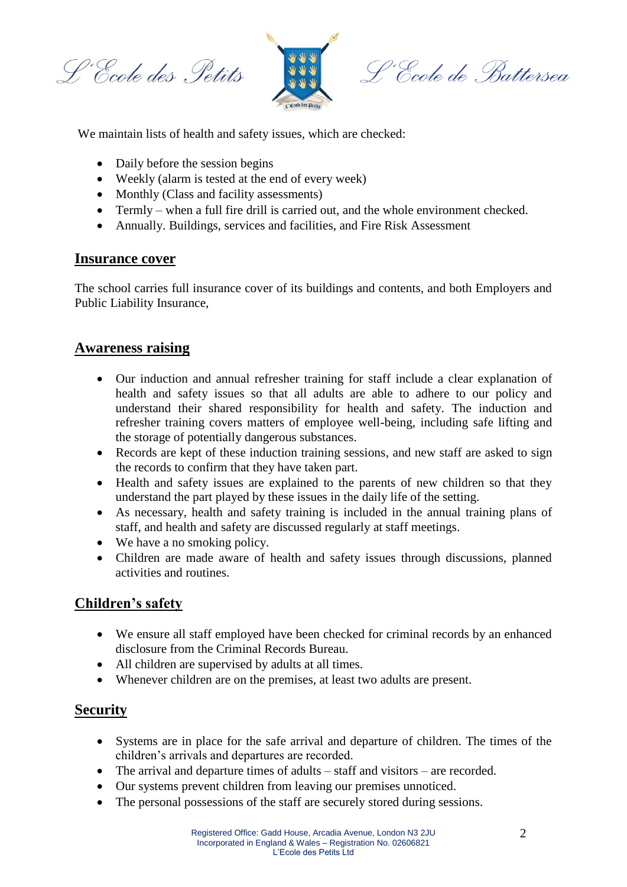We maintain lists of health and safety issues, which are checked:

- Daily before the session begins
- Weekly (alarm is tested at the end of every week)
- Monthly (Class and facility assessments)
- Termly – when a full fire drill is carried out, and the whole environment checked.
- Annually. Buildings, services and facilities, and Fire Risk Assessment

## Insurance cover

The school carries full insurance cover of its buildings and contents, and both Employers and Public Liability Insurance,

## Awareness raising

- Our induction and annual refresher training for staff include a clear explanation of health and safety issues so that all adults are able to adhere to our policy and understand their shared responsibility for health and safety. The induction and refresher training covers matters of employee well-being, including safe lifting and the storage of potentially dangerous substances.
- Records are kept of these induction training sessions, and new staff are asked to sign the records to confirm that they have taken part.
- Health and safety issues are explained to the parents of new children so that they understand the part played by these issues in the daily life of the setting.
- As necessary, health and safety training is included in the annual training plans of staff, and health and safety are discussed regularly at staff meetings.
- We have a no smoking policy.
- Children are made aware of health and safety issues through discussions, planned activities and routines.

## Children's safety

- We ensure all staff employed have been checked for criminal records by an enhanced disclosure from the Criminal Records Bureau.
- All children are supervised by adults at all times.
- Whenever children are on the premises, at least two adults are present.

## Security

- Systems are in place for the safe arrival and departure of children. The times of the children's arrivals and departures are recorded.
- The arrival and departure times of adults – staff and visitors – are recorded.
- Our systems prevent children from leaving our premises unnoticed.
- The personal possessions of the staff are securely stored during sessions.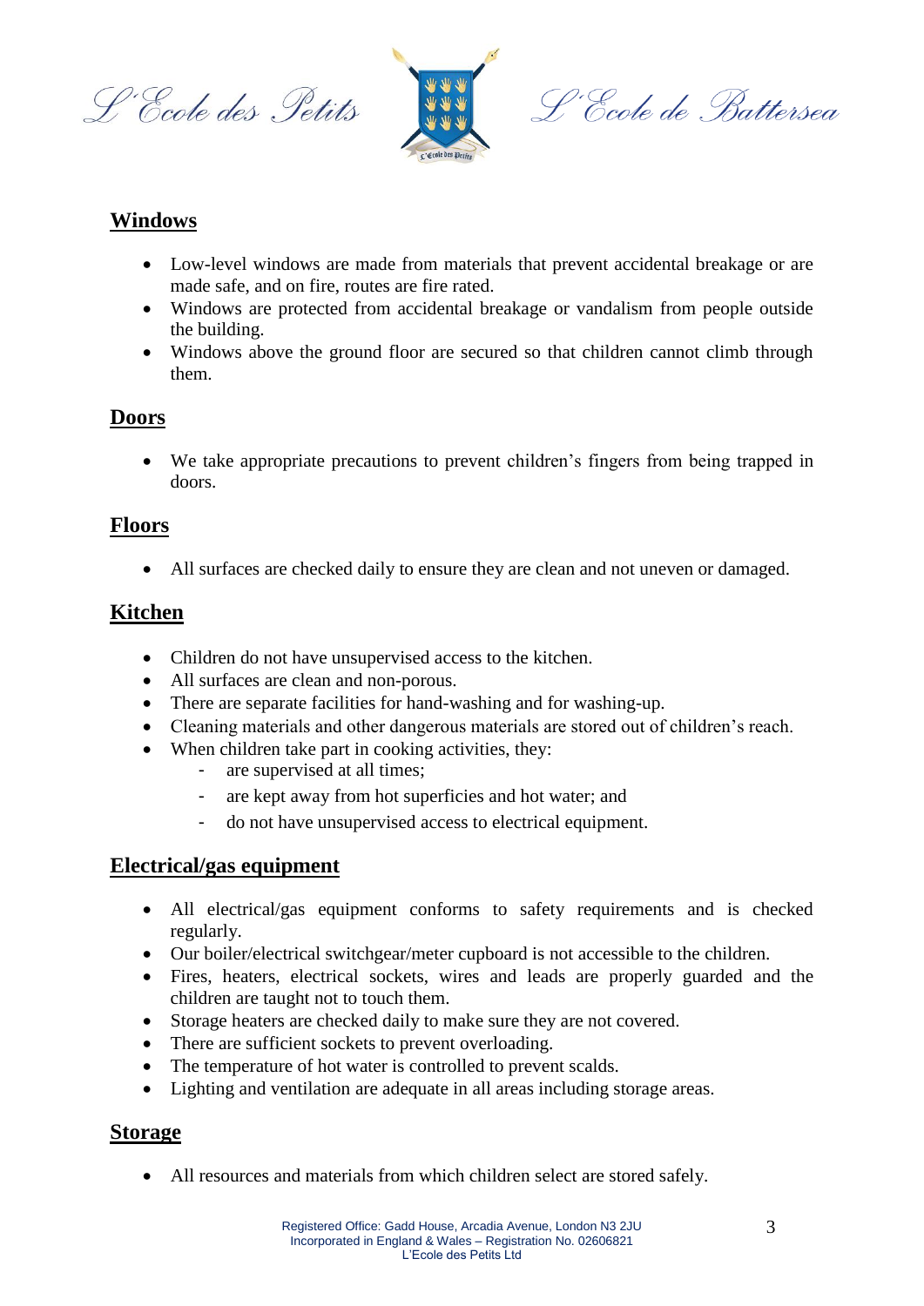## Windows

- Low-level windows are made from materials that prevent accidental breakage or are made safe, and on fire, routes are fire rated.
- Windows are protected from accidental breakage or vandalism from people outside the building.
- Windows above the ground floor are secured so that children cannot climb through them.

## Doors

- We take appropriate precautions to prevent children's fingers from being trapped in doors.

## Floors

- All surfaces are checked daily to ensure they are clean and not uneven or damaged.

## Kitchen

- Children do not have unsupervised access to the kitchen.
- All surfaces are clean and non-porous.
- There are separate facilities for hand-washing and for washing-up.
- Cleaning materials and other dangerous materials are stored out of children's reach.
- When children take part in cooking activities, they:
    - are supervised at all times;
    - are kept away from hot superficies and hot water; and
    - do not have unsupervised access to electrical equipment.

## Electrical/gas equipment

- All electrical/gas equipment conforms to safety requirements and is checked regularly.
- Our boiler/electrical switchgear/meter cupboard is not accessible to the children.
- Fires, heaters, electrical sockets, wires and leads are properly guarded and the children are taught not to touch them.
- Storage heaters are checked daily to make sure they are not covered.
- There are sufficient sockets to prevent overloading.
- The temperature of hot water is controlled to prevent scalds.
- Lighting and ventilation are adequate in all areas including storage areas.

## Storage

- All resources and materials from which children select are stored safely.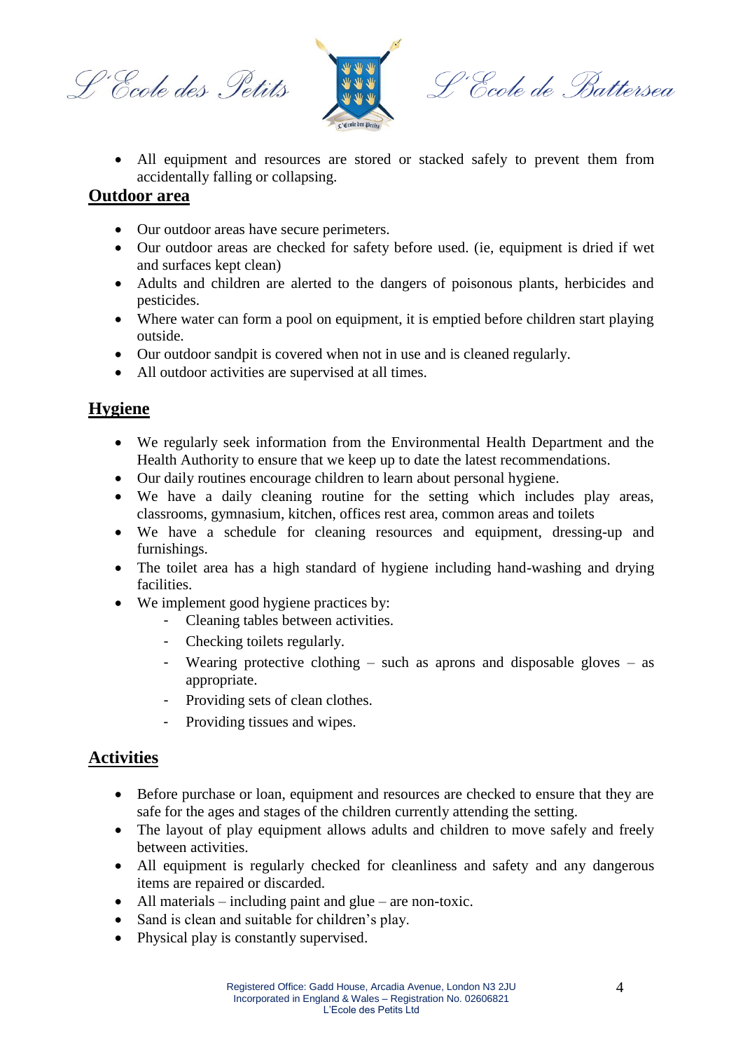- All equipment and resources are stored or stacked safely to prevent them from accidentally falling or collapsing.

## Outdoor area

- Our outdoor areas have secure perimeters.
- Our outdoor areas are checked for safety before used. (ie, equipment is dried if wet and surfaces kept clean)
- Adults and children are alerted to the dangers of poisonous plants, herbicides and pesticides.
- Where water can form a pool on equipment, it is emptied before children start playing outside.
- Our outdoor sandpit is covered when not in use and is cleaned regularly.
- All outdoor activities are supervised at all times.

## Hygiene

- We regularly seek information from the Environmental Health Department and the Health Authority to ensure that we keep up to date the latest recommendations.
- Our daily routines encourage children to learn about personal hygiene.
- We have a daily cleaning routine for the setting which includes play areas, classrooms, gymnasium, kitchen, offices rest area, common areas and toilets
- We have a schedule for cleaning resources and equipment, dressing-up and furnishings.
- The toilet area has a high standard of hygiene including hand-washing and drying facilities.
- We implement good hygiene practices by:
  - Cleaning tables between activities.
  - Checking toilets regularly.
  - Wearing protective clothing – such as aprons and disposable gloves – as appropriate.
  - Providing sets of clean clothes.
  - Providing tissues and wipes.

## Activities

- Before purchase or loan, equipment and resources are checked to ensure that they are safe for the ages and stages of the children currently attending the setting.
- The layout of play equipment allows adults and children to move safely and freely between activities.
- All equipment is regularly checked for cleanliness and safety and any dangerous items are repaired or discarded.
- All materials – including paint and glue – are non-toxic.
- Sand is clean and suitable for children's play.
- Physical play is constantly supervised.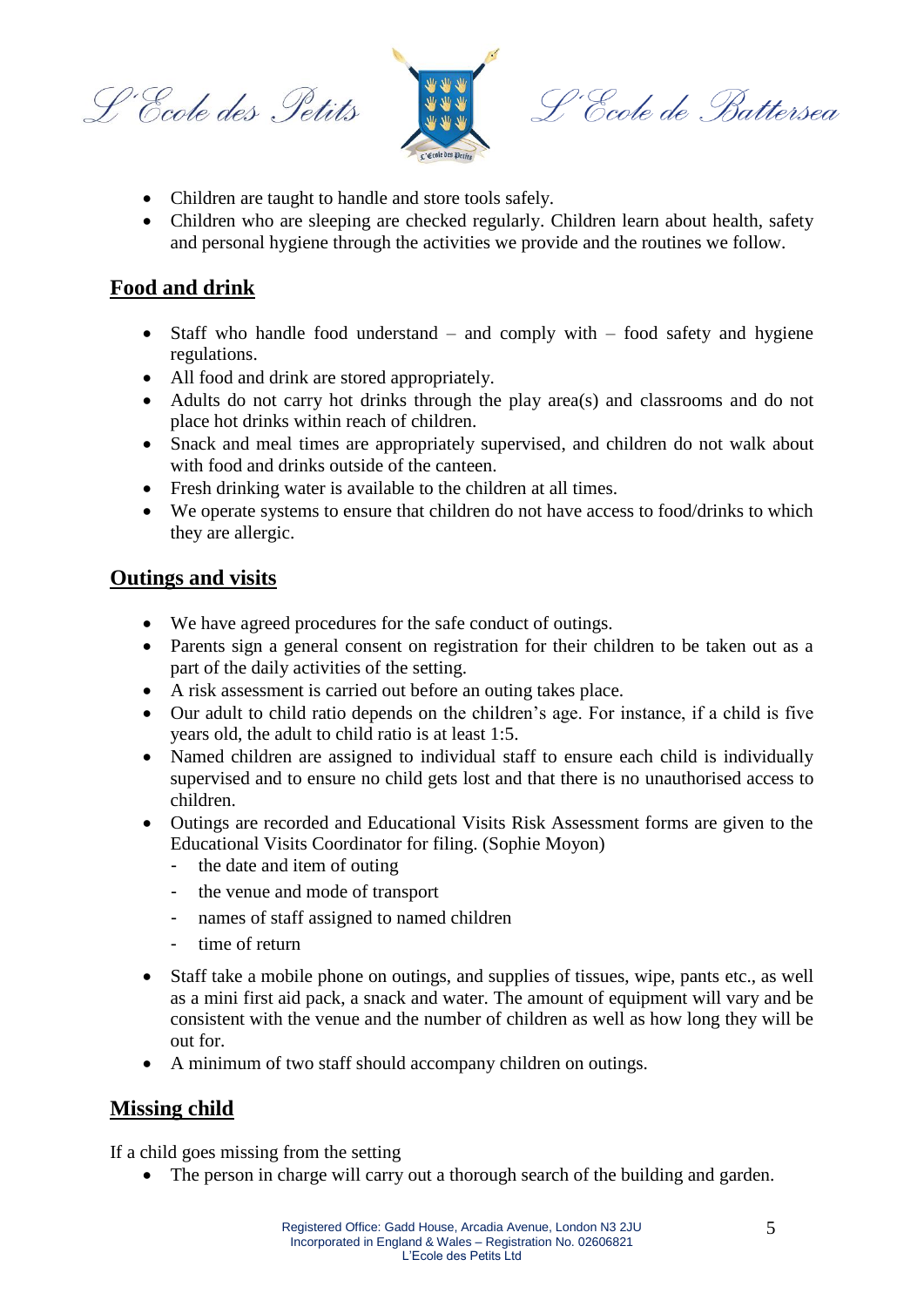- Children are taught to handle and store tools safely.
- Children who are sleeping are checked regularly. Children learn about health, safety and personal hygiene through the activities we provide and the routines we follow.

## Food and drink

- Staff who handle food understand – and comply with – food safety and hygiene regulations.
- All food and drink are stored appropriately.
- Adults do not carry hot drinks through the play area(s) and classrooms and do not place hot drinks within reach of children.
- Snack and meal times are appropriately supervised, and children do not walk about with food and drinks outside of the canteen.
- Fresh drinking water is available to the children at all times.
- We operate systems to ensure that children do not have access to food/drinks to which they are allergic.

## Outings and visits

- We have agreed procedures for the safe conduct of outings.
- Parents sign a general consent on registration for their children to be taken out as a part of the daily activities of the setting.
- A risk assessment is carried out before an outing takes place.
- Our adult to child ratio depends on the children's age. For instance, if a child is five years old, the adult to child ratio is at least 1:5.
- Named children are assigned to individual staff to ensure each child is individually supervised and to ensure no child gets lost and that there is no unauthorised access to children.
- Outings are recorded and Educational Visits Risk Assessment forms are given to the Educational Visits Coordinator for filing. (Sophie Moyon)
  - the date and item of outing
  - the venue and mode of transport
  - names of staff assigned to named children
  - time of return
- Staff take a mobile phone on outings, and supplies of tissues, wipe, pants etc., as well as a mini first aid pack, a snack and water. The amount of equipment will vary and be consistent with the venue and the number of children as well as how long they will be out for.
- A minimum of two staff should accompany children on outings.

## Missing child

If a child goes missing from the setting

- The person in charge will carry out a thorough search of the building and garden.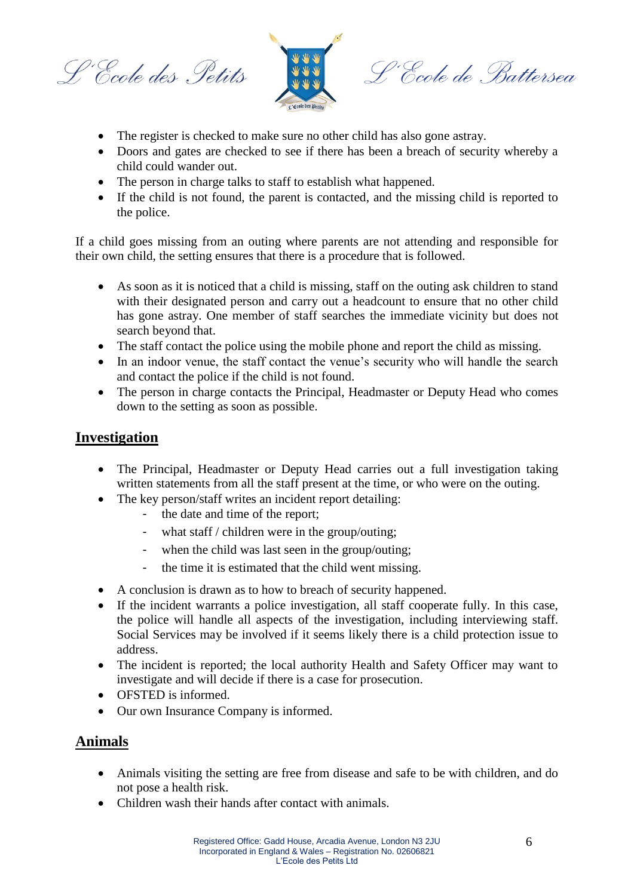- The register is checked to make sure no other child has also gone astray.
- Doors and gates are checked to see if there has been a breach of security whereby a child could wander out.
- The person in charge talks to staff to establish what happened.
- If the child is not found, the parent is contacted, and the missing child is reported to the police.

If a child goes missing from an outing where parents are not attending and responsible for their own child, the setting ensures that there is a procedure that is followed.

- As soon as it is noticed that a child is missing, staff on the outing ask children to stand with their designated person and carry out a headcount to ensure that no other child has gone astray. One member of staff searches the immediate vicinity but does not search beyond that.
- The staff contact the police using the mobile phone and report the child as missing.
- In an indoor venue, the staff contact the venue's security who will handle the search and contact the police if the child is not found.
- The person in charge contacts the Principal, Headmaster or Deputy Head who comes down to the setting as soon as possible.

## Investigation

- The Principal, Headmaster or Deputy Head carries out a full investigation taking written statements from all the staff present at the time, or who were on the outing.
- The key person/staff writes an incident report detailing:
    - the date and time of the report;
    - what staff / children were in the group/outing;
    - when the child was last seen in the group/outing;
    - the time it is estimated that the child went missing.
- A conclusion is drawn as to how to breach of security happened.
- If the incident warrants a police investigation, all staff cooperate fully. In this case, the police will handle all aspects of the investigation, including interviewing staff. Social Services may be involved if it seems likely there is a child protection issue to address.
- The incident is reported; the local authority Health and Safety Officer may want to investigate and will decide if there is a case for prosecution.
- OFSTED is informed.
- Our own Insurance Company is informed.

## Animals

- Animals visiting the setting are free from disease and safe to be with children, and do not pose a health risk.
- Children wash their hands after contact with animals.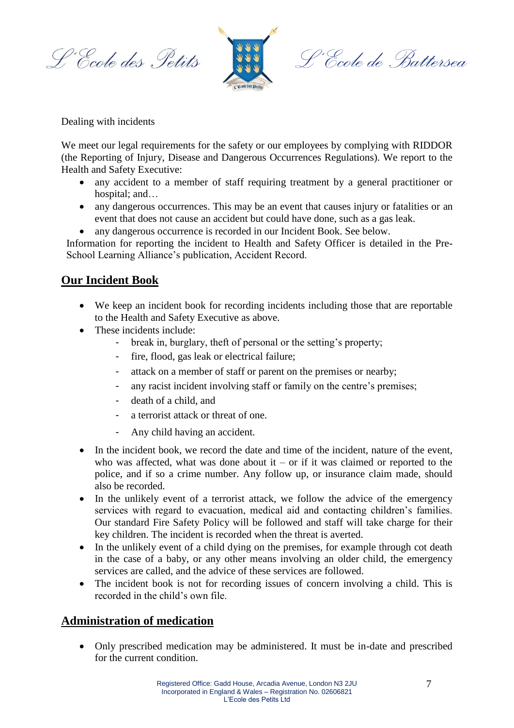Dealing with incidents

We meet our legal requirements for the safety or our employees by complying with RIDDOR (the Reporting of Injury, Disease and Dangerous Occurrences Regulations). We report to the Health and Safety Executive:

- any accident to a member of staff requiring treatment by a general practitioner or hospital; and…
- any dangerous occurrences. This may be an event that causes injury or fatalities or an event that does not cause an accident but could have done, such as a gas leak.
- any dangerous occurrence is recorded in our Incident Book. See below.

Information for reporting the incident to Health and Safety Officer is detailed in the Pre-School Learning Alliance's publication, Accident Record.

## Our Incident Book

- We keep an incident book for recording incidents including those that are reportable to the Health and Safety Executive as above.
- These incidents include:
  - break in, burglary, theft of personal or the setting's property;
  - fire, flood, gas leak or electrical failure;
  - attack on a member of staff or parent on the premises or nearby;
  - any racist incident involving staff or family on the centre's premises;
  - death of a child, and
  - a terrorist attack or threat of one.
  - Any child having an accident.
- In the incident book, we record the date and time of the incident, nature of the event, who was affected, what was done about it – or if it was claimed or reported to the police, and if so a crime number. Any follow up, or insurance claim made, should also be recorded.
- In the unlikely event of a terrorist attack, we follow the advice of the emergency services with regard to evacuation, medical aid and contacting children's families. Our standard Fire Safety Policy will be followed and staff will take charge for their key children. The incident is recorded when the threat is averted.
- In the unlikely event of a child dying on the premises, for example through cot death in the case of a baby, or any other means involving an older child, the emergency services are called, and the advice of these services are followed.
- The incident book is not for recording issues of concern involving a child. This is recorded in the child's own file.

## Administration of medication

- Only prescribed medication may be administered. It must be in-date and prescribed for the current condition.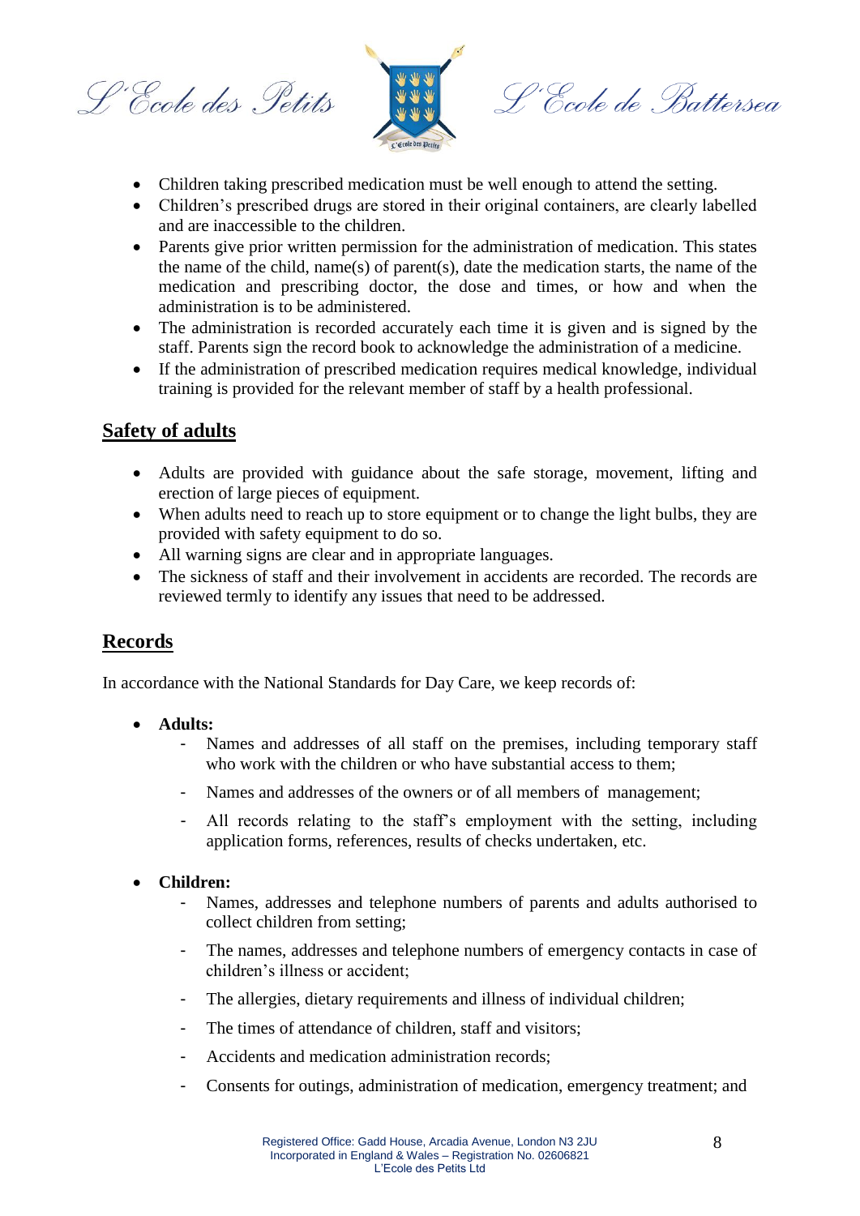- Children taking prescribed medication must be well enough to attend the setting.
- Children's prescribed drugs are stored in their original containers, are clearly labelled and are inaccessible to the children.
- Parents give prior written permission for the administration of medication. This states the name of the child, name(s) of parent(s), date the medication starts, the name of the medication and prescribing doctor, the dose and times, or how and when the administration is to be administered.
- The administration is recorded accurately each time it is given and is signed by the staff. Parents sign the record book to acknowledge the administration of a medicine.
- If the administration of prescribed medication requires medical knowledge, individual training is provided for the relevant member of staff by a health professional.

## Safety of adults

- Adults are provided with guidance about the safe storage, movement, lifting and erection of large pieces of equipment.
- When adults need to reach up to store equipment or to change the light bulbs, they are provided with safety equipment to do so.
- All warning signs are clear and in appropriate languages.
- The sickness of staff and their involvement in accidents are recorded. The records are reviewed termly to identify any issues that need to be addressed.

## Records

In accordance with the National Standards for Day Care, we keep records of:

- **Adults:**
    - Names and addresses of all staff on the premises, including temporary staff who work with the children or who have substantial access to them;
    - Names and addresses of the owners or of all members of management;
    - All records relating to the staff's employment with the setting, including application forms, references, results of checks undertaken, etc.
- **Children:**
    - Names, addresses and telephone numbers of parents and adults authorised to collect children from setting;
    - The names, addresses and telephone numbers of emergency contacts in case of children's illness or accident;
    - The allergies, dietary requirements and illness of individual children;
    - The times of attendance of children, staff and visitors;
    - Accidents and medication administration records;
    - Consents for outings, administration of medication, emergency treatment; and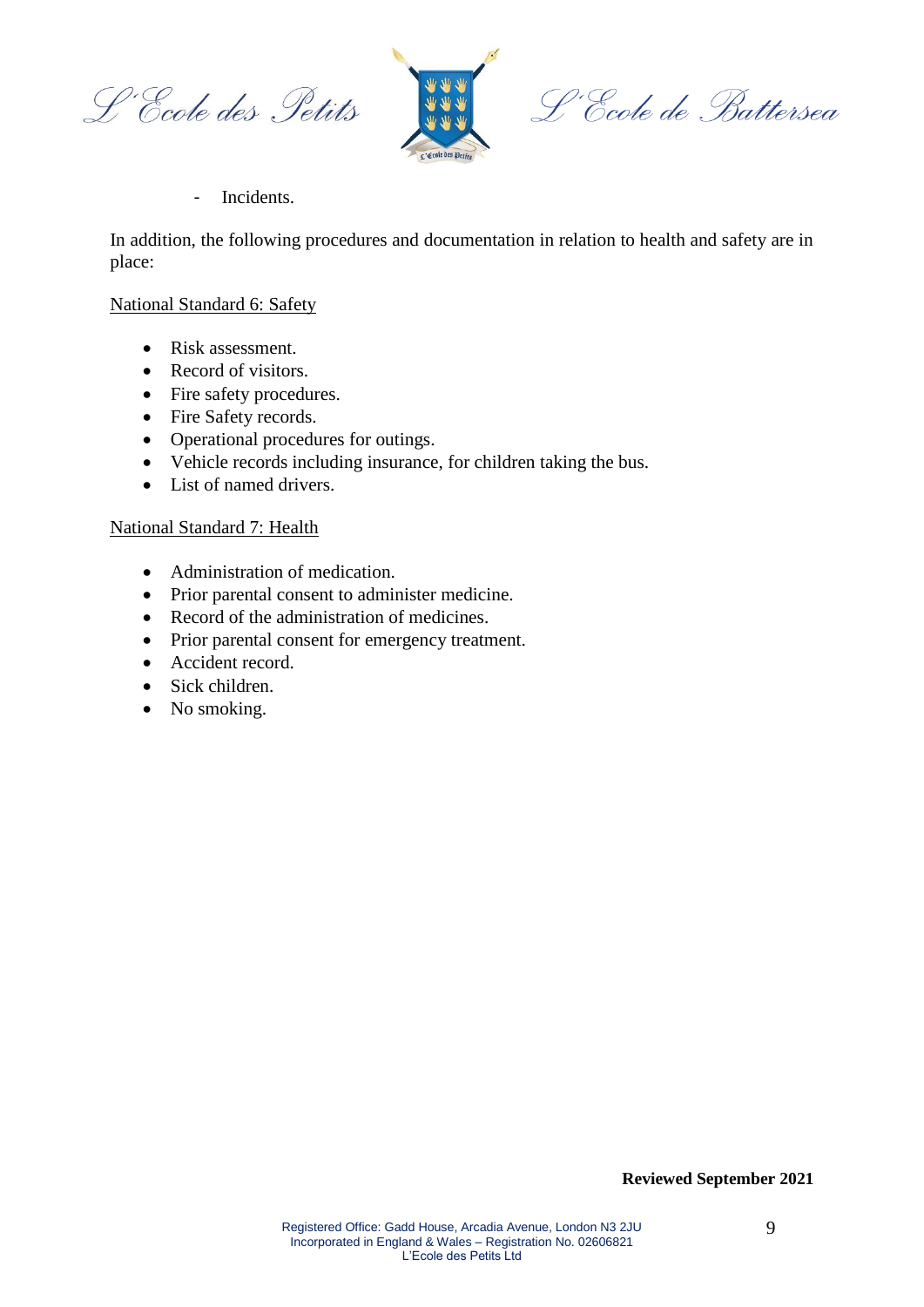- Incidents.

In addition, the following procedures and documentation in relation to health and safety are in place:

National Standard 6: Safety

- Risk assessment.
- Record of visitors.
- Fire safety procedures.
- Fire Safety records.
- Operational procedures for outings.
- Vehicle records including insurance, for children taking the bus.
- List of named drivers.

National Standard 7: Health

- Administration of medication.
- Prior parental consent to administer medicine.
- Record of the administration of medicines.
- Prior parental consent for emergency treatment.
- Accident record.
- Sick children.
- No smoking.

**Reviewed September 2021**